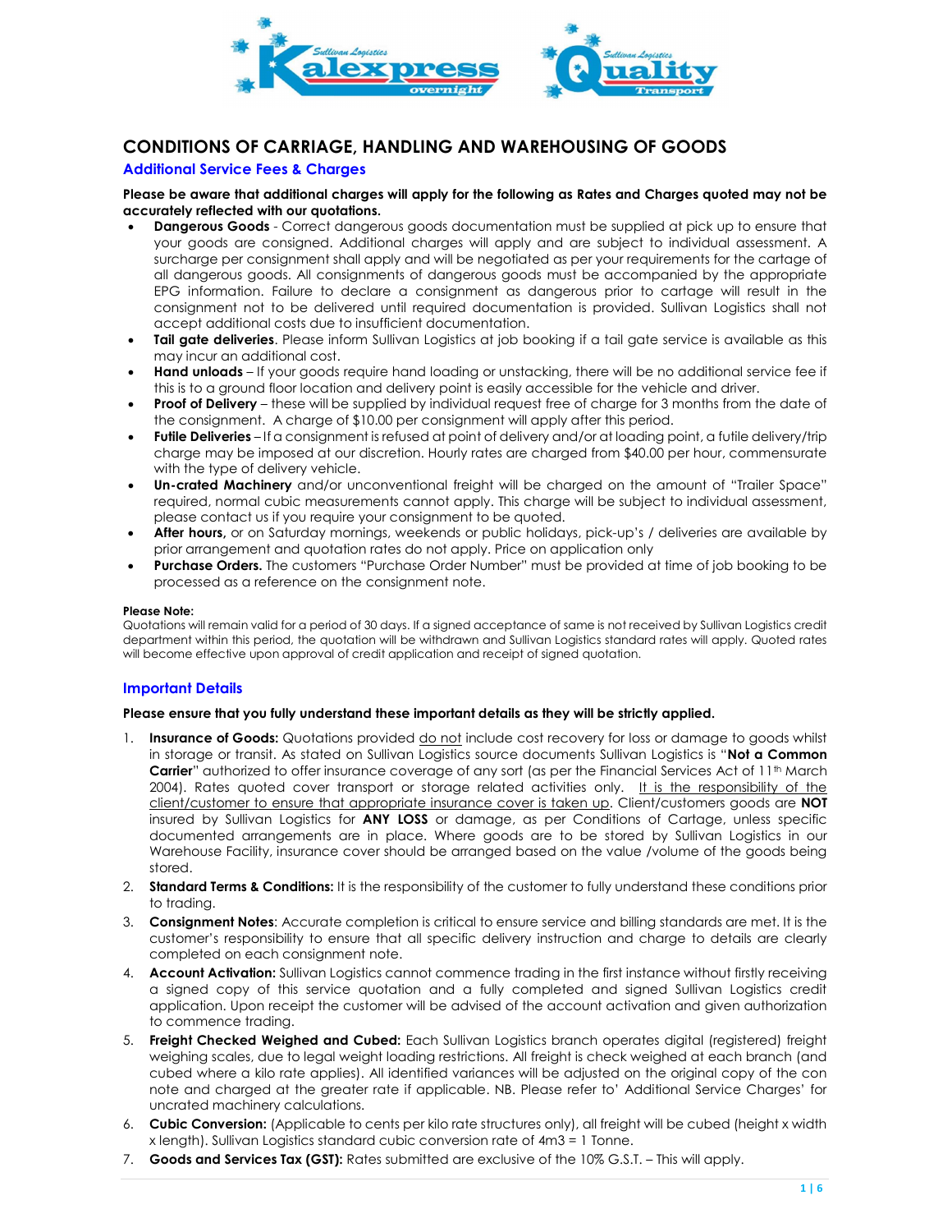# CONDITIONS OF CARRIAGE, HANDLING AND WAREHOUSING OF GOODS

## Additional Service Fees & Charges

**Please be aware that additional charges will apply for the following as Rates and Charges quoted may not be accurately reflected with our quotations.**

- **Dangerous Goods** - Correct dangerous goods documentation must be supplied at pick up to ensure that your goods are consigned. Additional charges will apply and are subject to individual assessment. A surcharge per consignment shall apply and will be negotiated as per your requirements for the cartage of all dangerous goods. All consignments of dangerous goods must be accompanied by the appropriate EPG information. Failure to declare a consignment as dangerous prior to cartage will result in the consignment not to be delivered until required documentation is provided. Sullivan Logistics shall not accept additional costs due to insufficient documentation.
- **Tail gate deliveries**. Please inform Sullivan Logistics at job booking if a tail gate service is available as this may incur an additional cost.
- **Hand unloads** – If your goods require hand loading or unstacking, there will be no additional service fee if this is to a ground floor location and delivery point is easily accessible for the vehicle and driver.
- **Proof of Delivery** – these will be supplied by individual request free of charge for 3 months from the date of the consignment. A charge of $10.00 per consignment will apply after this period.
- **Futile Deliveries** – If a consignment is refused at point of delivery and/or at loading point, a futile delivery/trip charge may be imposed at our discretion. Hourly rates are charged from $40.00 per hour, commensurate with the type of delivery vehicle.
- **Un-crated Machinery** and/or unconventional freight will be charged on the amount of "Trailer Space" required, normal cubic measurements cannot apply. This charge will be subject to individual assessment, please contact us if you require your consignment to be quoted.
- **After hours,** or on Saturday mornings, weekends or public holidays, pick-up's / deliveries are available by prior arrangement and quotation rates do not apply. Price on application only
- **Purchase Orders.** The customers "Purchase Order Number" must be provided at time of job booking to be processed as a reference on the consignment note.

**Please Note:**
Quotations will remain valid for a period of 30 days. If a signed acceptance of same is not received by Sullivan Logistics credit department within this period, the quotation will be withdrawn and Sullivan Logistics standard rates will apply. Quoted rates will become effective upon approval of credit application and receipt of signed quotation.

## Important Details

**Please ensure that you fully understand these important details as they will be strictly applied.**

1. **Insurance of Goods:** Quotations provided do not include cost recovery for loss or damage to goods whilst in storage or transit. As stated on Sullivan Logistics source documents Sullivan Logistics is "**Not a Common Carrier**" authorized to offer insurance coverage of any sort (as per the Financial Services Act of 11th March 2004). Rates quoted cover transport or storage related activities only. It is the responsibility of the client/customer to ensure that appropriate insurance cover is taken up. Client/customers goods are **NOT** insured by Sullivan Logistics for **ANY LOSS** or damage, as per Conditions of Cartage, unless specific documented arrangements are in place. Where goods are to be stored by Sullivan Logistics in our Warehouse Facility, insurance cover should be arranged based on the value /volume of the goods being stored.
2. **Standard Terms & Conditions:** It is the responsibility of the customer to fully understand these conditions prior to trading.
3. **Consignment Notes**: Accurate completion is critical to ensure service and billing standards are met. It is the customer's responsibility to ensure that all specific delivery instruction and charge to details are clearly completed on each consignment note.
4. **Account Activation:** Sullivan Logistics cannot commence trading in the first instance without firstly receiving a signed copy of this service quotation and a fully completed and signed Sullivan Logistics credit application. Upon receipt the customer will be advised of the account activation and given authorization to commence trading.
5. **Freight Checked Weighed and Cubed:** Each Sullivan Logistics branch operates digital (registered) freight weighing scales, due to legal weight loading restrictions. All freight is check weighed at each branch (and cubed where a kilo rate applies). All identified variances will be adjusted on the original copy of the con note and charged at the greater rate if applicable. NB. Please refer to' Additional Service Charges' for uncrated machinery calculations.
6. **Cubic Conversion:** (Applicable to cents per kilo rate structures only), all freight will be cubed (height x width x length). Sullivan Logistics standard cubic conversion rate of 4m3 = 1 Tonne.
7. **Goods and Services Tax (GST):** Rates submitted are exclusive of the 10% G.S.T. – This will apply.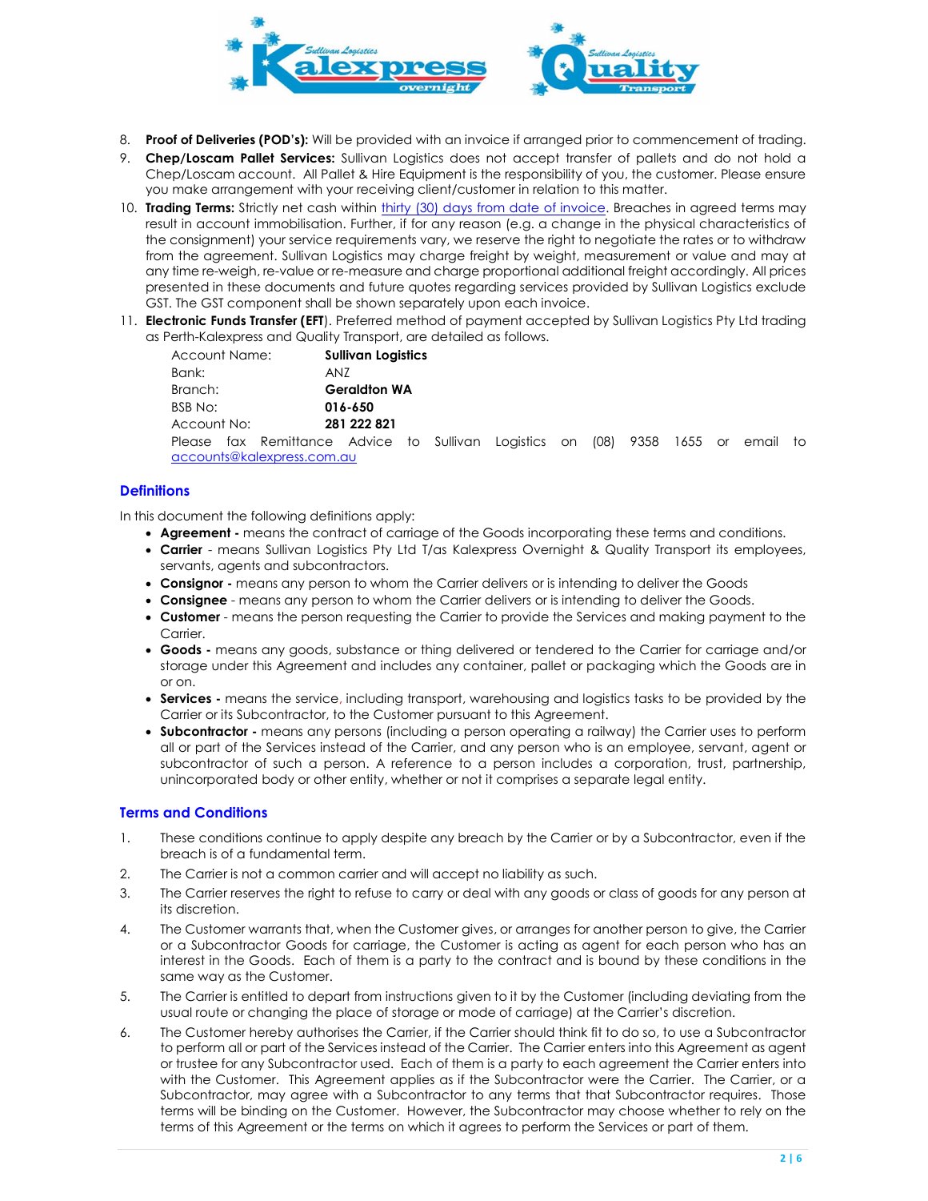8. **Proof of Deliveries (POD's):** Will be provided with an invoice if arranged prior to commencement of trading.
9. **Chep/Loscam Pallet Services:** Sullivan Logistics does not accept transfer of pallets and do not hold a Chep/Loscam account. All Pallet & Hire Equipment is the responsibility of you, the customer. Please ensure you make arrangement with your receiving client/customer in relation to this matter.
10. **Trading Terms:** Strictly net cash within thirty (30) days from date of invoice. Breaches in agreed terms may result in account immobilisation. Further, if for any reason (e.g. a change in the physical characteristics of the consignment) your service requirements vary, we reserve the right to negotiate the rates or to withdraw from the agreement. Sullivan Logistics may charge freight by weight, measurement or value and may at any time re-weigh, re-value or re-measure and charge proportional additional freight accordingly. All prices presented in these documents and future quotes regarding services provided by Sullivan Logistics exclude GST. The GST component shall be shown separately upon each invoice.
11. **Electronic Funds Transfer (EFT)**. Preferred method of payment accepted by Sullivan Logistics Pty Ltd trading as Perth-Kalexpress and Quality Transport, are detailed as follows.

| | |
|---|---|
| Account Name: | **Sullivan Logistics** |
| Bank: | ANZ |
| Branch: | **Geraldton WA** |
| BSB No: | **016-650** |
| Account No: | **281 222 821** |

Please fax Remittance Advice to Sullivan Logistics on (08) 9358 1655 or email to accounts@kalexpress.com.au

## Definitions

In this document the following definitions apply:

- **Agreement -** means the contract of carriage of the Goods incorporating these terms and conditions.
- **Carrier** - means Sullivan Logistics Pty Ltd T/as Kalexpress Overnight & Quality Transport its employees, servants, agents and subcontractors.
- **Consignor -** means any person to whom the Carrier delivers or is intending to deliver the Goods
- **Consignee** - means any person to whom the Carrier delivers or is intending to deliver the Goods.
- **Customer** - means the person requesting the Carrier to provide the Services and making payment to the Carrier.
- **Goods -** means any goods, substance or thing delivered or tendered to the Carrier for carriage and/or storage under this Agreement and includes any container, pallet or packaging which the Goods are in or on.
- **Services -** means the service, including transport, warehousing and logistics tasks to be provided by the Carrier or its Subcontractor, to the Customer pursuant to this Agreement.
- **Subcontractor -** means any persons (including a person operating a railway) the Carrier uses to perform all or part of the Services instead of the Carrier, and any person who is an employee, servant, agent or subcontractor of such a person. A reference to a person includes a corporation, trust, partnership, unincorporated body or other entity, whether or not it comprises a separate legal entity.

## Terms and Conditions

1. These conditions continue to apply despite any breach by the Carrier or by a Subcontractor, even if the breach is of a fundamental term.
2. The Carrier is not a common carrier and will accept no liability as such.
3. The Carrier reserves the right to refuse to carry or deal with any goods or class of goods for any person at its discretion.
4. The Customer warrants that, when the Customer gives, or arranges for another person to give, the Carrier or a Subcontractor Goods for carriage, the Customer is acting as agent for each person who has an interest in the Goods. Each of them is a party to the contract and is bound by these conditions in the same way as the Customer.
5. The Carrier is entitled to depart from instructions given to it by the Customer (including deviating from the usual route or changing the place of storage or mode of carriage) at the Carrier's discretion.
6. The Customer hereby authorises the Carrier, if the Carrier should think fit to do so, to use a Subcontractor to perform all or part of the Services instead of the Carrier. The Carrier enters into this Agreement as agent or trustee for any Subcontractor used. Each of them is a party to each agreement the Carrier enters into with the Customer. This Agreement applies as if the Subcontractor were the Carrier. The Carrier, or a Subcontractor, may agree with a Subcontractor to any terms that that Subcontractor requires. Those terms will be binding on the Customer. However, the Subcontractor may choose whether to rely on the terms of this Agreement or the terms on which it agrees to perform the Services or part of them.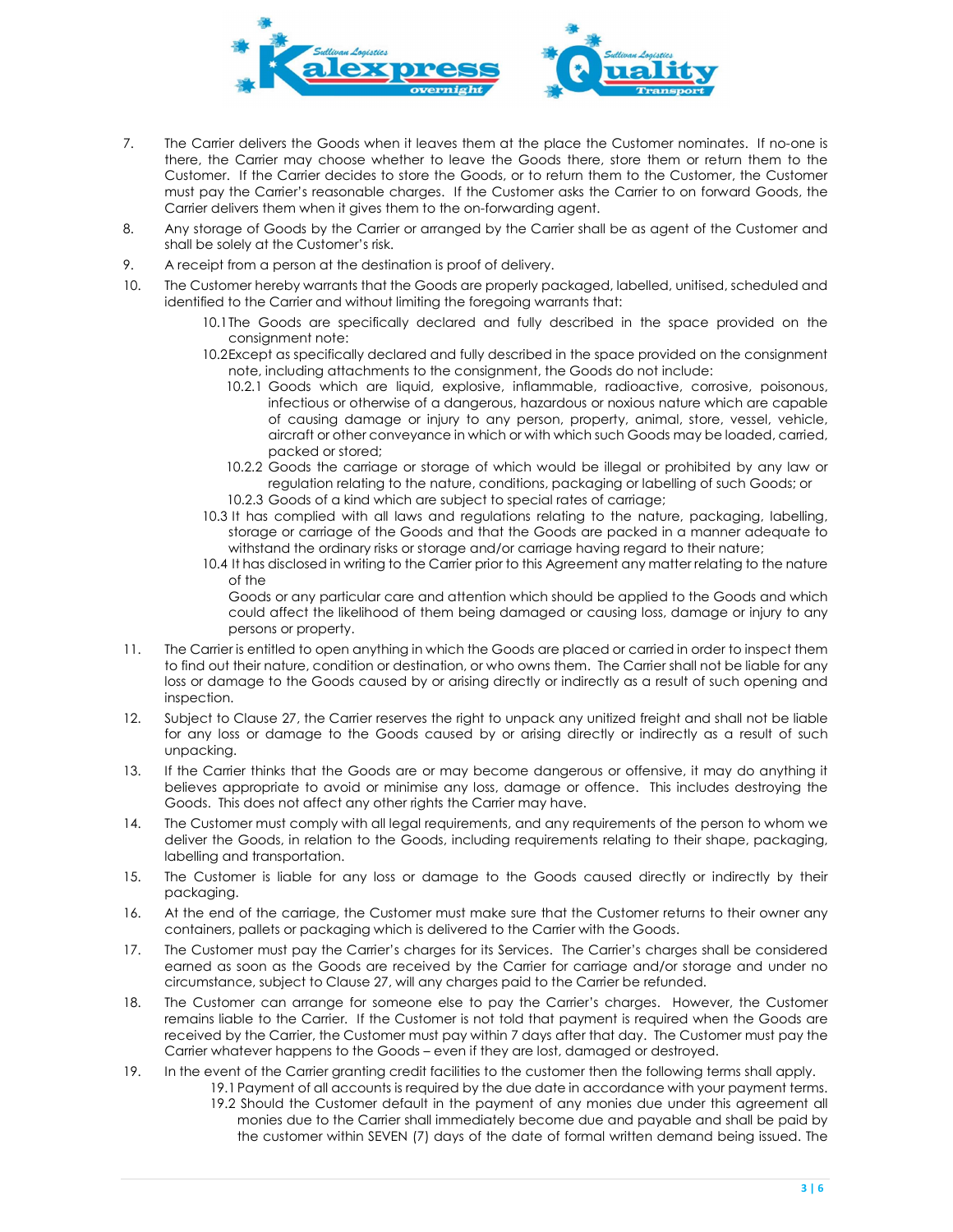7. The Carrier delivers the Goods when it leaves them at the place the Customer nominates. If no-one is there, the Carrier may choose whether to leave the Goods there, store them or return them to the Customer. If the Carrier decides to store the Goods, or to return them to the Customer, the Customer must pay the Carrier's reasonable charges. If the Customer asks the Carrier to on forward Goods, the Carrier delivers them when it gives them to the on-forwarding agent.
8. Any storage of Goods by the Carrier or arranged by the Carrier shall be as agent of the Customer and shall be solely at the Customer's risk.
9. A receipt from a person at the destination is proof of delivery.
10. The Customer hereby warrants that the Goods are properly packaged, labelled, unitised, scheduled and identified to the Carrier and without limiting the foregoing warrants that:
    - 10.1 The Goods are specifically declared and fully described in the space provided on the consignment note:
    - 10.2 Except as specifically declared and fully described in the space provided on the consignment note, including attachments to the consignment, the Goods do not include:
        - 10.2.1 Goods which are liquid, explosive, inflammable, radioactive, corrosive, poisonous, infectious or otherwise of a dangerous, hazardous or noxious nature which are capable of causing damage or injury to any person, property, animal, store, vessel, vehicle, aircraft or other conveyance in which or with which such Goods may be loaded, carried, packed or stored;
        - 10.2.2 Goods the carriage or storage of which would be illegal or prohibited by any law or regulation relating to the nature, conditions, packaging or labelling of such Goods; or
        - 10.2.3 Goods of a kind which are subject to special rates of carriage;
    - 10.3 It has complied with all laws and regulations relating to the nature, packaging, labelling, storage or carriage of the Goods and that the Goods are packed in a manner adequate to withstand the ordinary risks or storage and/or carriage having regard to their nature;
    - 10.4 It has disclosed in writing to the Carrier prior to this Agreement any matter relating to the nature of the Goods or any particular care and attention which should be applied to the Goods and which could affect the likelihood of them being damaged or causing loss, damage or injury to any persons or property.
11. The Carrier is entitled to open anything in which the Goods are placed or carried in order to inspect them to find out their nature, condition or destination, or who owns them. The Carrier shall not be liable for any loss or damage to the Goods caused by or arising directly or indirectly as a result of such opening and inspection.
12. Subject to Clause 27, the Carrier reserves the right to unpack any unitized freight and shall not be liable for any loss or damage to the Goods caused by or arising directly or indirectly as a result of such unpacking.
13. If the Carrier thinks that the Goods are or may become dangerous or offensive, it may do anything it believes appropriate to avoid or minimise any loss, damage or offence. This includes destroying the Goods. This does not affect any other rights the Carrier may have.
14. The Customer must comply with all legal requirements, and any requirements of the person to whom we deliver the Goods, in relation to the Goods, including requirements relating to their shape, packaging, labelling and transportation.
15. The Customer is liable for any loss or damage to the Goods caused directly or indirectly by their packaging.
16. At the end of the carriage, the Customer must make sure that the Customer returns to their owner any containers, pallets or packaging which is delivered to the Carrier with the Goods.
17. The Customer must pay the Carrier's charges for its Services. The Carrier's charges shall be considered earned as soon as the Goods are received by the Carrier for carriage and/or storage and under no circumstance, subject to Clause 27, will any charges paid to the Carrier be refunded.
18. The Customer can arrange for someone else to pay the Carrier's charges. However, the Customer remains liable to the Carrier. If the Customer is not told that payment is required when the Goods are received by the Carrier, the Customer must pay within 7 days after that day. The Customer must pay the Carrier whatever happens to the Goods – even if they are lost, damaged or destroyed.
19. In the event of the Carrier granting credit facilities to the customer then the following terms shall apply.
    - 19.1 Payment of all accounts is required by the due date in accordance with your payment terms.
    - 19.2 Should the Customer default in the payment of any monies due under this agreement all monies due to the Carrier shall immediately become due and payable and shall be paid by the customer within SEVEN (7) days of the date of formal written demand being issued. The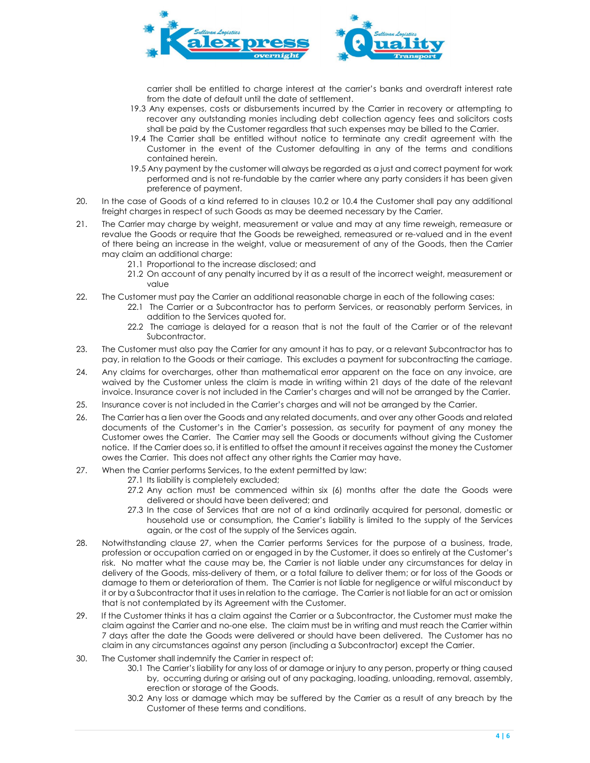carrier shall be entitled to charge interest at the carrier's banks and overdraft interest rate from the date of default until the date of settlement.

19.3 Any expenses, costs or disbursements incurred by the Carrier in recovery or attempting to recover any outstanding monies including debt collection agency fees and solicitors costs shall be paid by the Customer regardless that such expenses may be billed to the Carrier.

19.4 The Carrier shall be entitled without notice to terminate any credit agreement with the Customer in the event of the Customer defaulting in any of the terms and conditions contained herein.

19.5 Any payment by the customer will always be regarded as a just and correct payment for work performed and is not re-fundable by the carrier where any party considers it has been given preference of payment.

20. In the case of Goods of a kind referred to in clauses 10.2 or 10.4 the Customer shall pay any additional freight charges in respect of such Goods as may be deemed necessary by the Carrier.

21. The Carrier may charge by weight, measurement or value and may at any time reweigh, remeasure or revalue the Goods or require that the Goods be reweighed, remeasured or re-valued and in the event of there being an increase in the weight, value or measurement of any of the Goods, then the Carrier may claim an additional charge:

21.1 Proportional to the increase disclosed; and

21.2 On account of any penalty incurred by it as a result of the incorrect weight, measurement or value

22. The Customer must pay the Carrier an additional reasonable charge in each of the following cases:

22.1 The Carrier or a Subcontractor has to perform Services, or reasonably perform Services, in addition to the Services quoted for.

22.2 The carriage is delayed for a reason that is not the fault of the Carrier or of the relevant Subcontractor.

23. The Customer must also pay the Carrier for any amount it has to pay, or a relevant Subcontractor has to pay, in relation to the Goods or their carriage. This excludes a payment for subcontracting the carriage.

24. Any claims for overcharges, other than mathematical error apparent on the face on any invoice, are waived by the Customer unless the claim is made in writing within 21 days of the date of the relevant invoice. Insurance cover is not included in the Carrier's charges and will not be arranged by the Carrier.

25. Insurance cover is not included in the Carrier's charges and will not be arranged by the Carrier.

26. The Carrier has a lien over the Goods and any related documents, and over any other Goods and related documents of the Customer's in the Carrier's possession, as security for payment of any money the Customer owes the Carrier. The Carrier may sell the Goods or documents without giving the Customer notice. If the Carrier does so, it is entitled to offset the amount it receives against the money the Customer owes the Carrier. This does not affect any other rights the Carrier may have.

27. When the Carrier performs Services, to the extent permitted by law:

27.1 Its liability is completely excluded;

27.2 Any action must be commenced within six (6) months after the date the Goods were delivered or should have been delivered; and

27.3 In the case of Services that are not of a kind ordinarily acquired for personal, domestic or household use or consumption, the Carrier's liability is limited to the supply of the Services again, or the cost of the supply of the Services again.

28. Notwithstanding clause 27, when the Carrier performs Services for the purpose of a business, trade, profession or occupation carried on or engaged in by the Customer, it does so entirely at the Customer's risk. No matter what the cause may be, the Carrier is not liable under any circumstances for delay in delivery of the Goods, miss-delivery of them, or a total failure to deliver them; or for loss of the Goods or damage to them or deterioration of them. The Carrier is not liable for negligence or wilful misconduct by it or by a Subcontractor that it uses in relation to the carriage. The Carrier is not liable for an act or omission that is not contemplated by its Agreement with the Customer.

29. If the Customer thinks it has a claim against the Carrier or a Subcontractor, the Customer must make the claim against the Carrier and no-one else. The claim must be in writing and must reach the Carrier within 7 days after the date the Goods were delivered or should have been delivered. The Customer has no claim in any circumstances against any person (including a Subcontractor) except the Carrier.

30. The Customer shall indemnify the Carrier in respect of:

30.1 The Carrier's liability for any loss of or damage or injury to any person, property or thing caused by, occurring during or arising out of any packaging, loading, unloading, removal, assembly, erection or storage of the Goods.

30.2 Any loss or damage which may be suffered by the Carrier as a result of any breach by the Customer of these terms and conditions.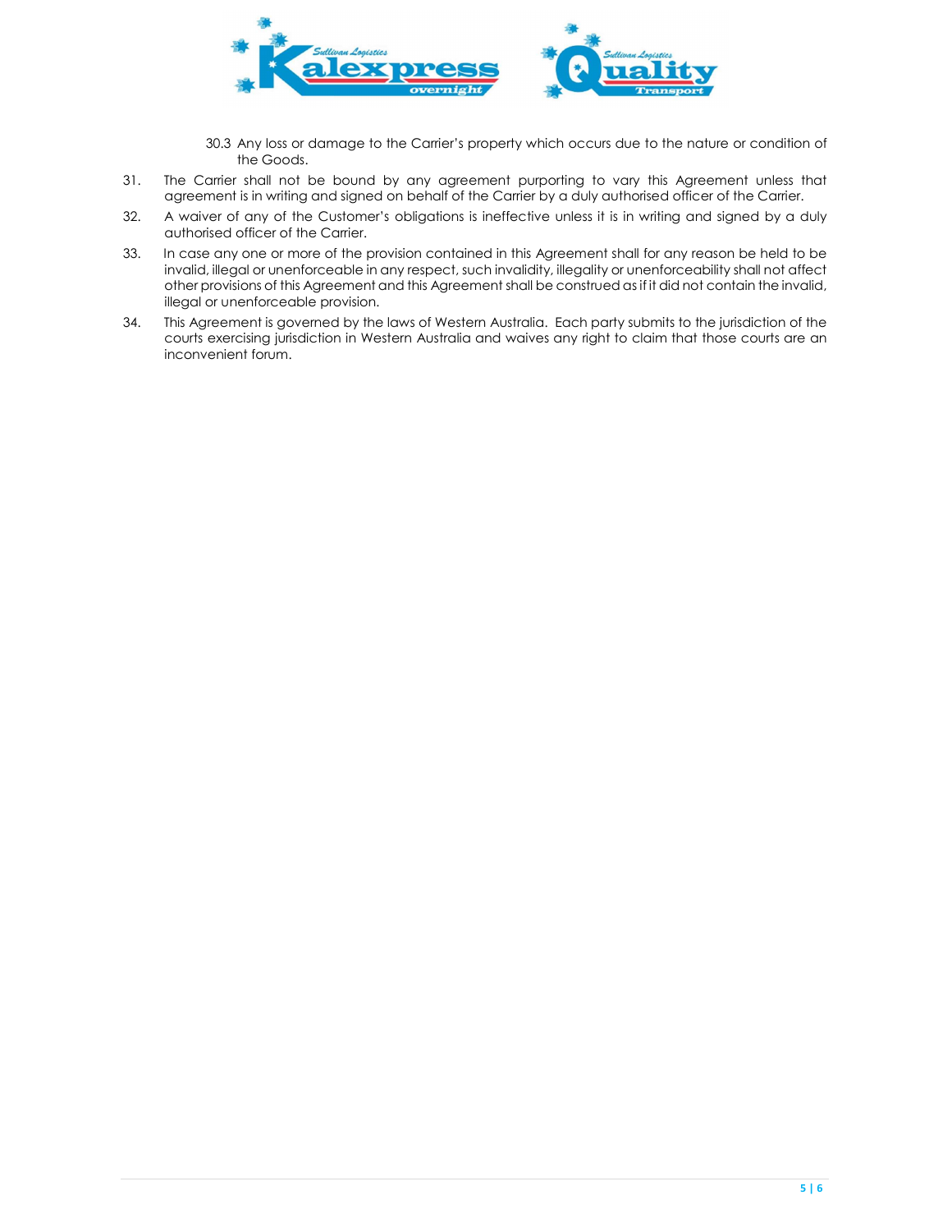30.3 Any loss or damage to the Carrier's property which occurs due to the nature or condition of the Goods.

31. The Carrier shall not be bound by any agreement purporting to vary this Agreement unless that agreement is in writing and signed on behalf of the Carrier by a duly authorised officer of the Carrier.

32. A waiver of any of the Customer's obligations is ineffective unless it is in writing and signed by a duly authorised officer of the Carrier.

33. In case any one or more of the provision contained in this Agreement shall for any reason be held to be invalid, illegal or unenforceable in any respect, such invalidity, illegality or unenforceability shall not affect other provisions of this Agreement and this Agreement shall be construed as if it did not contain the invalid, illegal or unenforceable provision.

34. This Agreement is governed by the laws of Western Australia. Each party submits to the jurisdiction of the courts exercising jurisdiction in Western Australia and waives any right to claim that those courts are an inconvenient forum.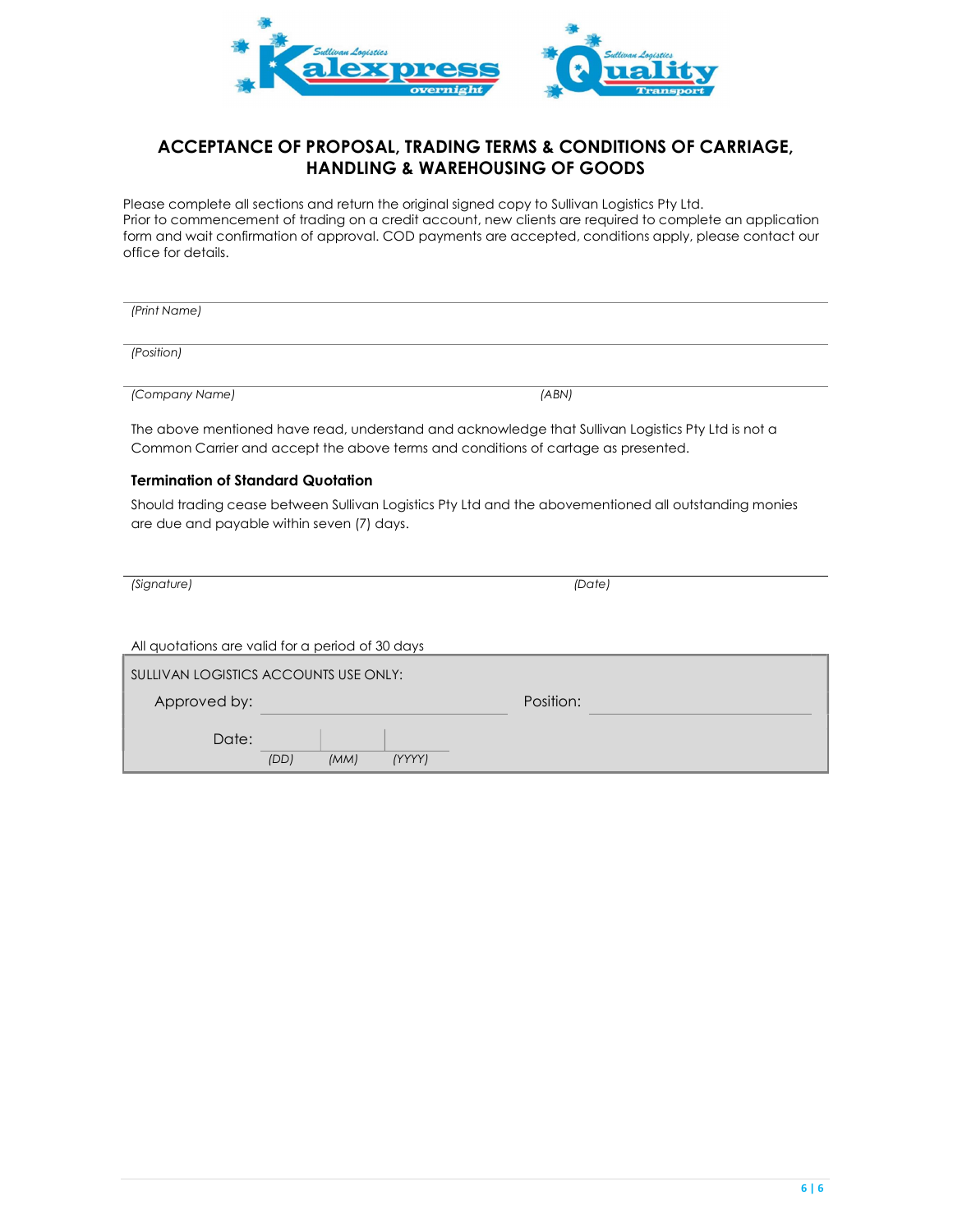## ACCEPTANCE OF PROPOSAL, TRADING TERMS & CONDITIONS OF CARRIAGE, HANDLING & WAREHOUSING OF GOODS

Please complete all sections and return the original signed copy to Sullivan Logistics Pty Ltd.
Prior to commencement of trading on a credit account, new clients are required to complete an application form and wait confirmation of approval. COD payments are accepted, conditions apply, please contact our office for details.

_(Print Name)_

_(Position)_

_(Company Name)_ _(ABN)_

The above mentioned have read, understand and acknowledge that Sullivan Logistics Pty Ltd is not a Common Carrier and accept the above terms and conditions of cartage as presented.

**Termination of Standard Quotation**

Should trading cease between Sullivan Logistics Pty Ltd and the abovementioned all outstanding monies are due and payable within seven (7) days.

_(Signature)_ _(Date)_

All quotations are valid for a period of 30 days

SULLIVAN LOGISTICS ACCOUNTS USE ONLY:

Approved by: Position:

Date: _(DD)_ _(MM)_ _(YYYY)_